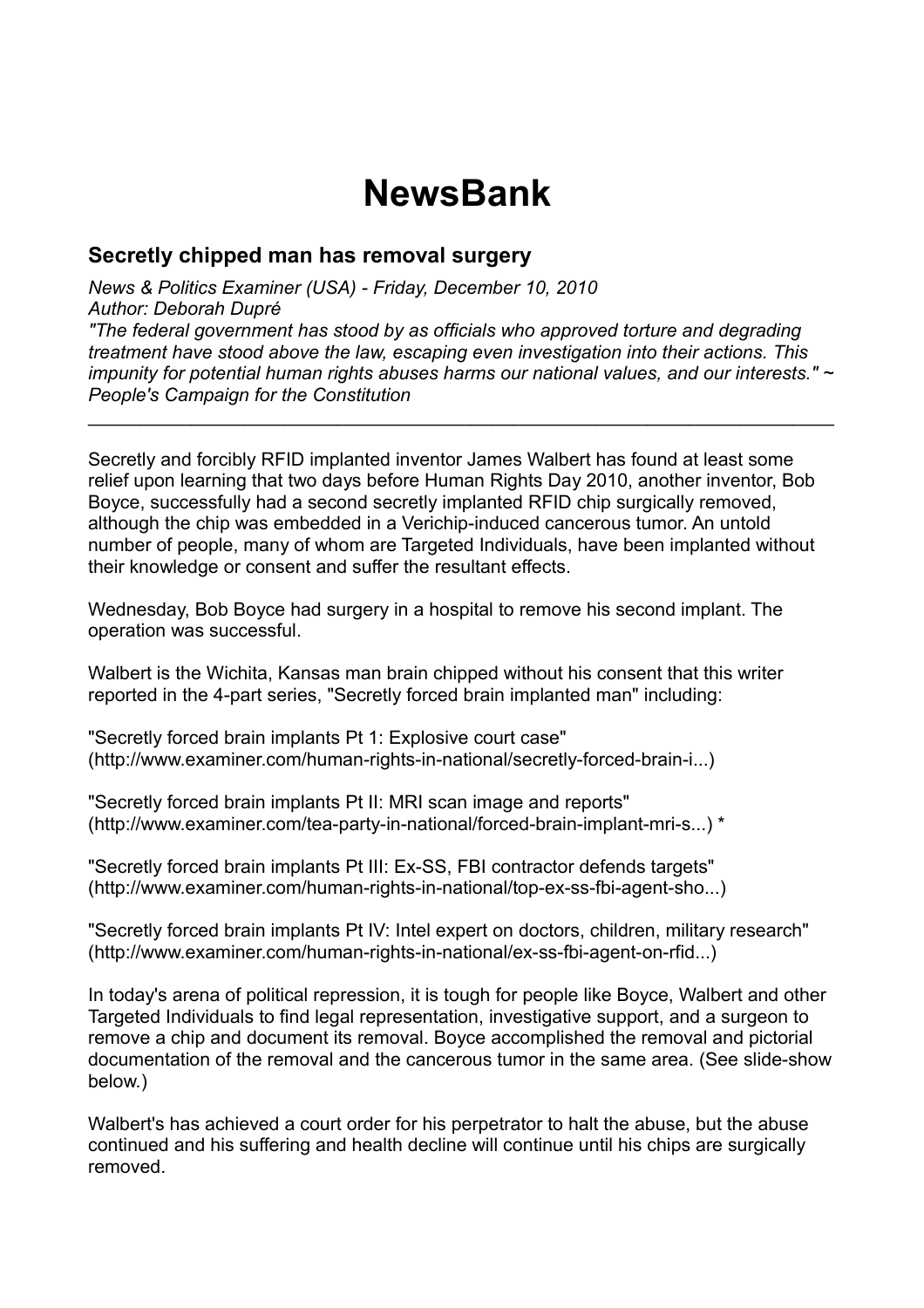# NewsBank

## Secretly chipped man has removal surgery

*News & Politics Examiner (USA) - Friday, December 10, 2010*
*Author: Deborah Dupré*
*"The federal government has stood by as officials who approved torture and degrading treatment have stood above the law, escaping even investigation into their actions. This impunity for potential human rights abuses harms our national values, and our interests." ~ People's Campaign for the Constitution*

---

Secretly and forcibly RFID implanted inventor James Walbert has found at least some relief upon learning that two days before Human Rights Day 2010, another inventor, Bob Boyce, successfully had a second secretly implanted RFID chip surgically removed, although the chip was embedded in a Verichip-induced cancerous tumor. An untold number of people, many of whom are Targeted Individuals, have been implanted without their knowledge or consent and suffer the resultant effects.

Wednesday, Bob Boyce had surgery in a hospital to remove his second implant. The operation was successful.

Walbert is the Wichita, Kansas man brain chipped without his consent that this writer reported in the 4-part series, "Secretly forced brain implanted man" including:

"Secretly forced brain implants Pt 1: Explosive court case" (http://www.examiner.com/human-rights-in-national/secretly-forced-brain-i...)

"Secretly forced brain implants Pt II: MRI scan image and reports" (http://www.examiner.com/tea-party-in-national/forced-brain-implant-mri-s...) *

"Secretly forced brain implants Pt III: Ex-SS, FBI contractor defends targets" (http://www.examiner.com/human-rights-in-national/top-ex-ss-fbi-agent-sho...)

"Secretly forced brain implants Pt IV: Intel expert on doctors, children, military research" (http://www.examiner.com/human-rights-in-national/ex-ss-fbi-agent-on-rfid...)

In today's arena of political repression, it is tough for people like Boyce, Walbert and other Targeted Individuals to find legal representation, investigative support, and a surgeon to remove a chip and document its removal. Boyce accomplished the removal and pictorial documentation of the removal and the cancerous tumor in the same area. (See slide-show below.)

Walbert's has achieved a court order for his perpetrator to halt the abuse, but the abuse continued and his suffering and health decline will continue until his chips are surgically removed.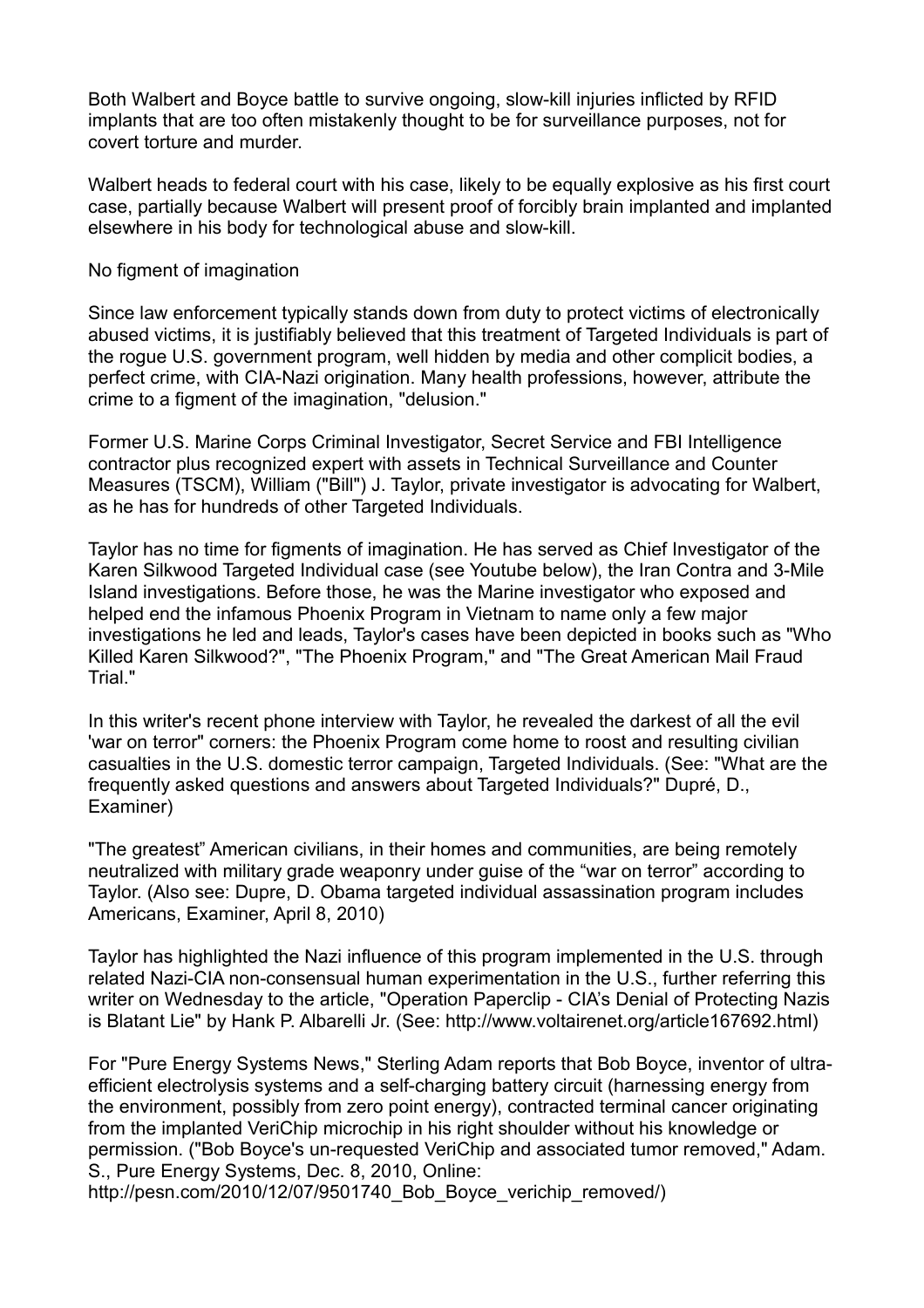Both Walbert and Boyce battle to survive ongoing, slow-kill injuries inflicted by RFID implants that are too often mistakenly thought to be for surveillance purposes, not for covert torture and murder.

Walbert heads to federal court with his case, likely to be equally explosive as his first court case, partially because Walbert will present proof of forcibly brain implanted and implanted elsewhere in his body for technological abuse and slow-kill.

No figment of imagination

Since law enforcement typically stands down from duty to protect victims of electronically abused victims, it is justifiably believed that this treatment of Targeted Individuals is part of the rogue U.S. government program, well hidden by media and other complicit bodies, a perfect crime, with CIA-Nazi origination. Many health professions, however, attribute the crime to a figment of the imagination, "delusion."

Former U.S. Marine Corps Criminal Investigator, Secret Service and FBI Intelligence contractor plus recognized expert with assets in Technical Surveillance and Counter Measures (TSCM), William ("Bill") J. Taylor, private investigator is advocating for Walbert, as he has for hundreds of other Targeted Individuals.

Taylor has no time for figments of imagination. He has served as Chief Investigator of the Karen Silkwood Targeted Individual case (see Youtube below), the Iran Contra and 3-Mile Island investigations. Before those, he was the Marine investigator who exposed and helped end the infamous Phoenix Program in Vietnam to name only a few major investigations he led and leads, Taylor's cases have been depicted in books such as "Who Killed Karen Silkwood?", "The Phoenix Program," and "The Great American Mail Fraud Trial."

In this writer's recent phone interview with Taylor, he revealed the darkest of all the evil 'war on terror" corners: the Phoenix Program come home to roost and resulting civilian casualties in the U.S. domestic terror campaign, Targeted Individuals. (See: "What are the frequently asked questions and answers about Targeted Individuals?" Dupré, D., Examiner)

"The greatest" American civilians, in their homes and communities, are being remotely neutralized with military grade weaponry under guise of the "war on terror" according to Taylor. (Also see: Dupre, D. Obama targeted individual assassination program includes Americans, Examiner, April 8, 2010)

Taylor has highlighted the Nazi influence of this program implemented in the U.S. through related Nazi-CIA non-consensual human experimentation in the U.S., further referring this writer on Wednesday to the article, "Operation Paperclip - CIA's Denial of Protecting Nazis is Blatant Lie" by Hank P. Albarelli Jr. (See: http://www.voltairenet.org/article167692.html)

For "Pure Energy Systems News," Sterling Adam reports that Bob Boyce, inventor of ultra-efficient electrolysis systems and a self-charging battery circuit (harnessing energy from the environment, possibly from zero point energy), contracted terminal cancer originating from the implanted VeriChip microchip in his right shoulder without his knowledge or permission. ("Bob Boyce's un-requested VeriChip and associated tumor removed," Adam. S., Pure Energy Systems, Dec. 8, 2010, Online: http://pesn.com/2010/12/07/9501740_Bob_Boyce_verichip_removed/)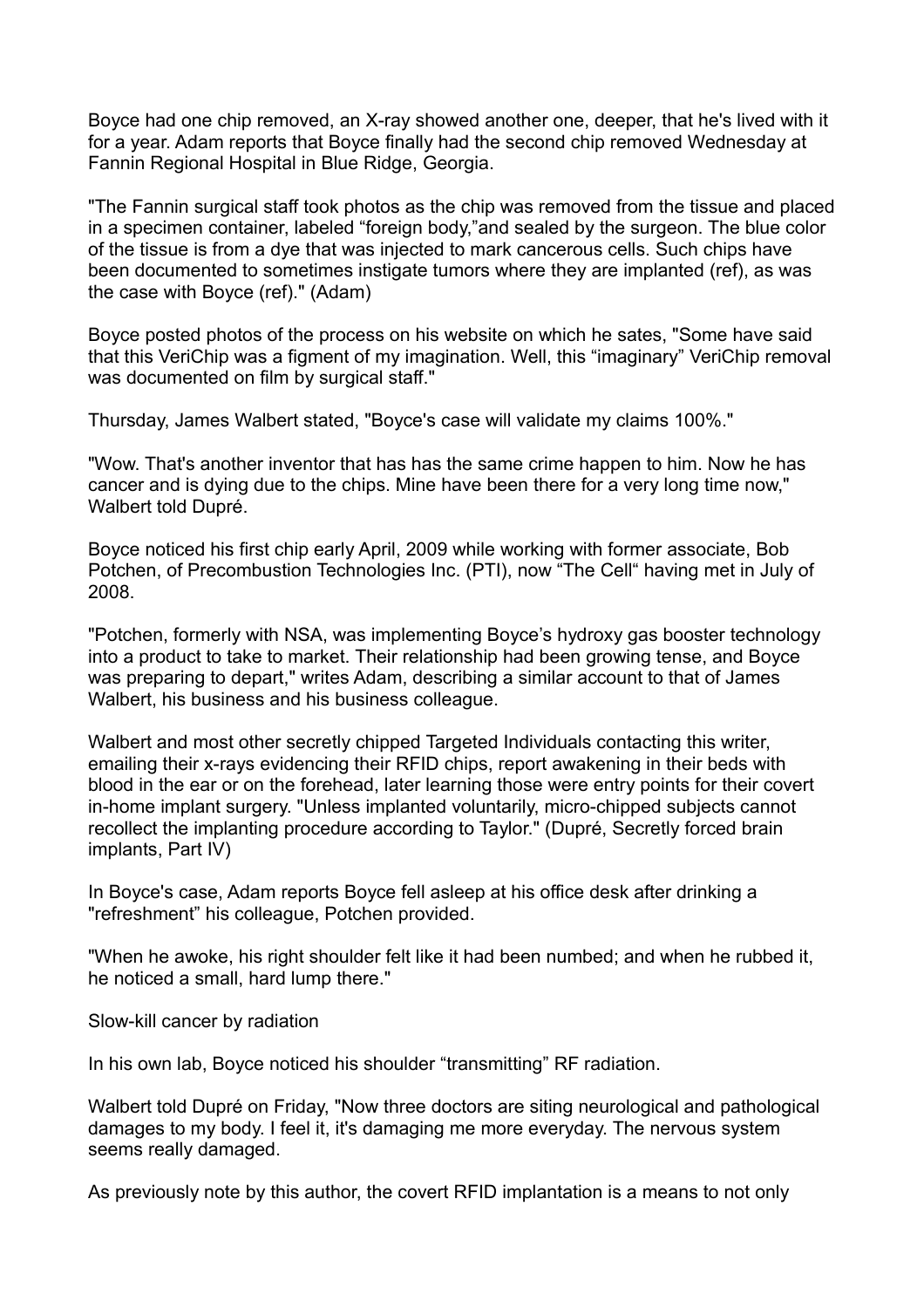Boyce had one chip removed, an X-ray showed another one, deeper, that he's lived with it for a year. Adam reports that Boyce finally had the second chip removed Wednesday at Fannin Regional Hospital in Blue Ridge, Georgia.

"The Fannin surgical staff took photos as the chip was removed from the tissue and placed in a specimen container, labeled "foreign body,"and sealed by the surgeon. The blue color of the tissue is from a dye that was injected to mark cancerous cells. Such chips have been documented to sometimes instigate tumors where they are implanted (ref), as was the case with Boyce (ref)." (Adam)

Boyce posted photos of the process on his website on which he sates, "Some have said that this VeriChip was a figment of my imagination. Well, this "imaginary" VeriChip removal was documented on film by surgical staff."

Thursday, James Walbert stated, "Boyce's case will validate my claims 100%."

"Wow. That's another inventor that has has the same crime happen to him. Now he has cancer and is dying due to the chips. Mine have been there for a very long time now," Walbert told Dupré.

Boyce noticed his first chip early April, 2009 while working with former associate, Bob Potchen, of Precombustion Technologies Inc. (PTI), now "The Cell" having met in July of 2008.

"Potchen, formerly with NSA, was implementing Boyce's hydroxy gas booster technology into a product to take to market. Their relationship had been growing tense, and Boyce was preparing to depart," writes Adam, describing a similar account to that of James Walbert, his business and his business colleague.

Walbert and most other secretly chipped Targeted Individuals contacting this writer, emailing their x-rays evidencing their RFID chips, report awakening in their beds with blood in the ear or on the forehead, later learning those were entry points for their covert in-home implant surgery. "Unless implanted voluntarily, micro-chipped subjects cannot recollect the implanting procedure according to Taylor." (Dupré, Secretly forced brain implants, Part IV)

In Boyce's case, Adam reports Boyce fell asleep at his office desk after drinking a "refreshment" his colleague, Potchen provided.

"When he awoke, his right shoulder felt like it had been numbed; and when he rubbed it, he noticed a small, hard lump there."

Slow-kill cancer by radiation

In his own lab, Boyce noticed his shoulder "transmitting" RF radiation.

Walbert told Dupré on Friday, "Now three doctors are siting neurological and pathological damages to my body. I feel it, it's damaging me more everyday. The nervous system seems really damaged.

As previously note by this author, the covert RFID implantation is a means to not only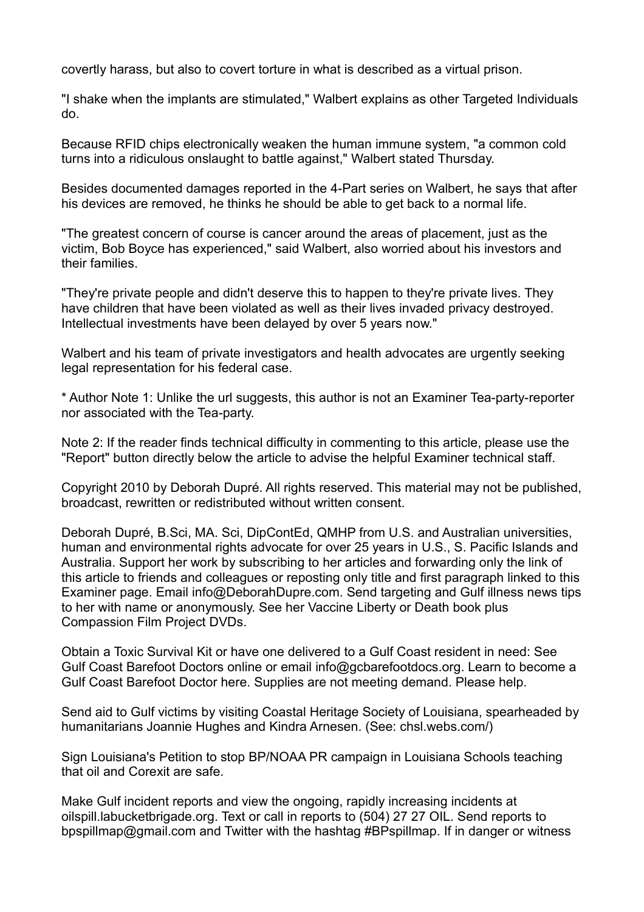covertly harass, but also to covert torture in what is described as a virtual prison.

"I shake when the implants are stimulated," Walbert explains as other Targeted Individuals do.

Because RFID chips electronically weaken the human immune system, "a common cold turns into a ridiculous onslaught to battle against," Walbert stated Thursday.

Besides documented damages reported in the 4-Part series on Walbert, he says that after his devices are removed, he thinks he should be able to get back to a normal life.

"The greatest concern of course is cancer around the areas of placement, just as the victim, Bob Boyce has experienced," said Walbert, also worried about his investors and their families.

"They're private people and didn't deserve this to happen to they're private lives. They have children that have been violated as well as their lives invaded privacy destroyed. Intellectual investments have been delayed by over 5 years now."

Walbert and his team of private investigators and health advocates are urgently seeking legal representation for his federal case.

* Author Note 1: Unlike the url suggests, this author is not an Examiner Tea-party-reporter nor associated with the Tea-party.

Note 2: If the reader finds technical difficulty in commenting to this article, please use the "Report" button directly below the article to advise the helpful Examiner technical staff.

Copyright 2010 by Deborah Dupré. All rights reserved. This material may not be published, broadcast, rewritten or redistributed without written consent.

Deborah Dupré, B.Sci, MA. Sci, DipContEd, QMHP from U.S. and Australian universities, human and environmental rights advocate for over 25 years in U.S., S. Pacific Islands and Australia. Support her work by subscribing to her articles and forwarding only the link of this article to friends and colleagues or reposting only title and first paragraph linked to this Examiner page. Email info@DeborahDupre.com. Send targeting and Gulf illness news tips to her with name or anonymously. See her Vaccine Liberty or Death book plus Compassion Film Project DVDs.

Obtain a Toxic Survival Kit or have one delivered to a Gulf Coast resident in need: See Gulf Coast Barefoot Doctors online or email info@gcbarefootdocs.org. Learn to become a Gulf Coast Barefoot Doctor here. Supplies are not meeting demand. Please help.

Send aid to Gulf victims by visiting Coastal Heritage Society of Louisiana, spearheaded by humanitarians Joannie Hughes and Kindra Arnesen. (See: chsl.webs.com/)

Sign Louisiana's Petition to stop BP/NOAA PR campaign in Louisiana Schools teaching that oil and Corexit are safe.

Make Gulf incident reports and view the ongoing, rapidly increasing incidents at oilspill.labucketbrigade.org. Text or call in reports to (504) 27 27 OIL. Send reports to bpspillmap@gmail.com and Twitter with the hashtag #BPspillmap. If in danger or witness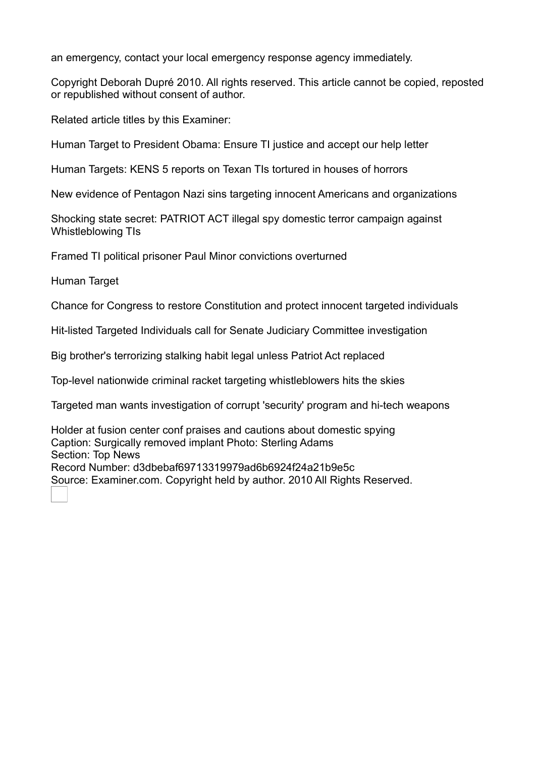an emergency, contact your local emergency response agency immediately.

Copyright Deborah Dupré 2010. All rights reserved. This article cannot be copied, reposted or republished without consent of author.

Related article titles by this Examiner:

Human Target to President Obama: Ensure TI justice and accept our help letter

Human Targets: KENS 5 reports on Texan TIs tortured in houses of horrors

New evidence of Pentagon Nazi sins targeting innocent Americans and organizations

Shocking state secret: PATRIOT ACT illegal spy domestic terror campaign against Whistleblowing TIs

Framed TI political prisoner Paul Minor convictions overturned

Human Target

Chance for Congress to restore Constitution and protect innocent targeted individuals

Hit-listed Targeted Individuals call for Senate Judiciary Committee investigation

Big brother's terrorizing stalking habit legal unless Patriot Act replaced

Top-level nationwide criminal racket targeting whistleblowers hits the skies

Targeted man wants investigation of corrupt 'security' program and hi-tech weapons

Holder at fusion center conf praises and cautions about domestic spying
Caption: Surgically removed implant Photo: Sterling Adams
Section: Top News
Record Number: d3dbebaf69713319979ad6b6924f24a21b9e5c
Source: Examiner.com. Copyright held by author. 2010 All Rights Reserved.